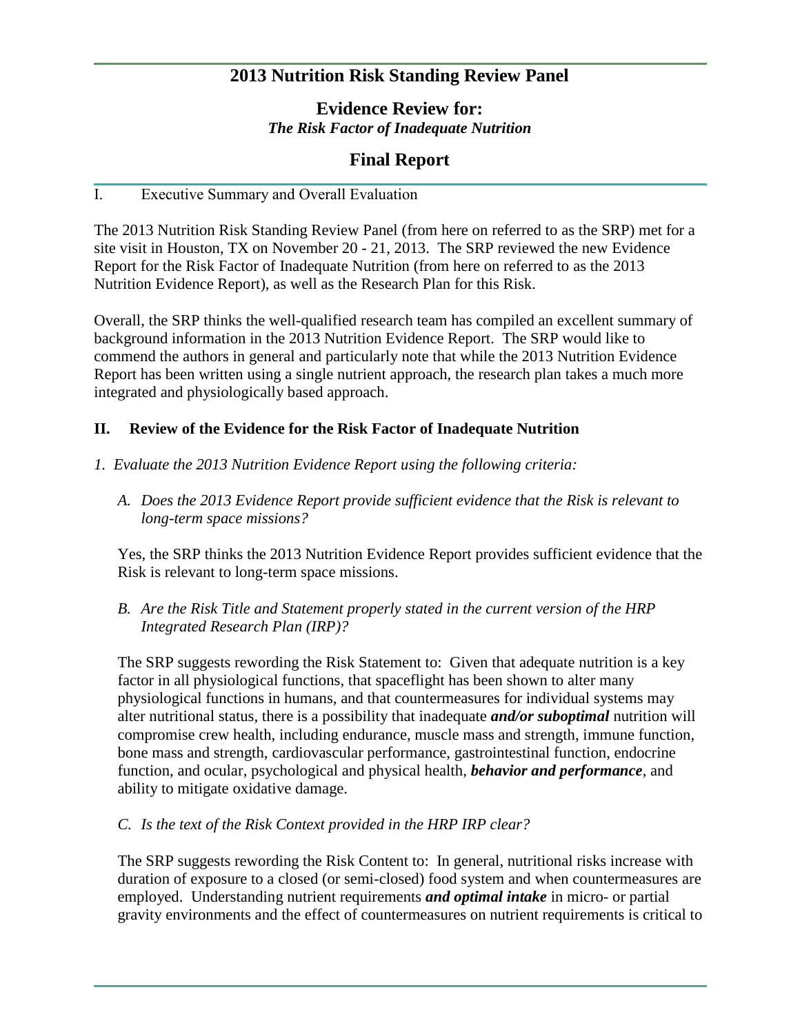# 2013 Nutrition Risk Standing Review Panel

## Evidence Review for:
***The Risk Factor of Inadequate Nutrition***

## Final Report

I. Executive Summary and Overall Evaluation

The 2013 Nutrition Risk Standing Review Panel (from here on referred to as the SRP) met for a site visit in Houston, TX on November 20 - 21, 2013. The SRP reviewed the new Evidence Report for the Risk Factor of Inadequate Nutrition (from here on referred to as the 2013 Nutrition Evidence Report), as well as the Research Plan for this Risk.

Overall, the SRP thinks the well-qualified research team has compiled an excellent summary of background information in the 2013 Nutrition Evidence Report. The SRP would like to commend the authors in general and particularly note that while the 2013 Nutrition Evidence Report has been written using a single nutrient approach, the research plan takes a much more integrated and physiologically based approach.

### II. Review of the Evidence for the Risk Factor of Inadequate Nutrition

*1. Evaluate the 2013 Nutrition Evidence Report using the following criteria:*

*A. Does the 2013 Evidence Report provide sufficient evidence that the Risk is relevant to long-term space missions?*

Yes, the SRP thinks the 2013 Nutrition Evidence Report provides sufficient evidence that the Risk is relevant to long-term space missions.

*B. Are the Risk Title and Statement properly stated in the current version of the HRP Integrated Research Plan (IRP)?*

The SRP suggests rewording the Risk Statement to: Given that adequate nutrition is a key factor in all physiological functions, that spaceflight has been shown to alter many physiological functions in humans, and that countermeasures for individual systems may alter nutritional status, there is a possibility that inadequate ***and/or suboptimal*** nutrition will compromise crew health, including endurance, muscle mass and strength, immune function, bone mass and strength, cardiovascular performance, gastrointestinal function, endocrine function, and ocular, psychological and physical health, ***behavior and performance***, and ability to mitigate oxidative damage.

*C. Is the text of the Risk Context provided in the HRP IRP clear?*

The SRP suggests rewording the Risk Content to: In general, nutritional risks increase with duration of exposure to a closed (or semi-closed) food system and when countermeasures are employed. Understanding nutrient requirements ***and optimal intake*** in micro- or partial gravity environments and the effect of countermeasures on nutrient requirements is critical to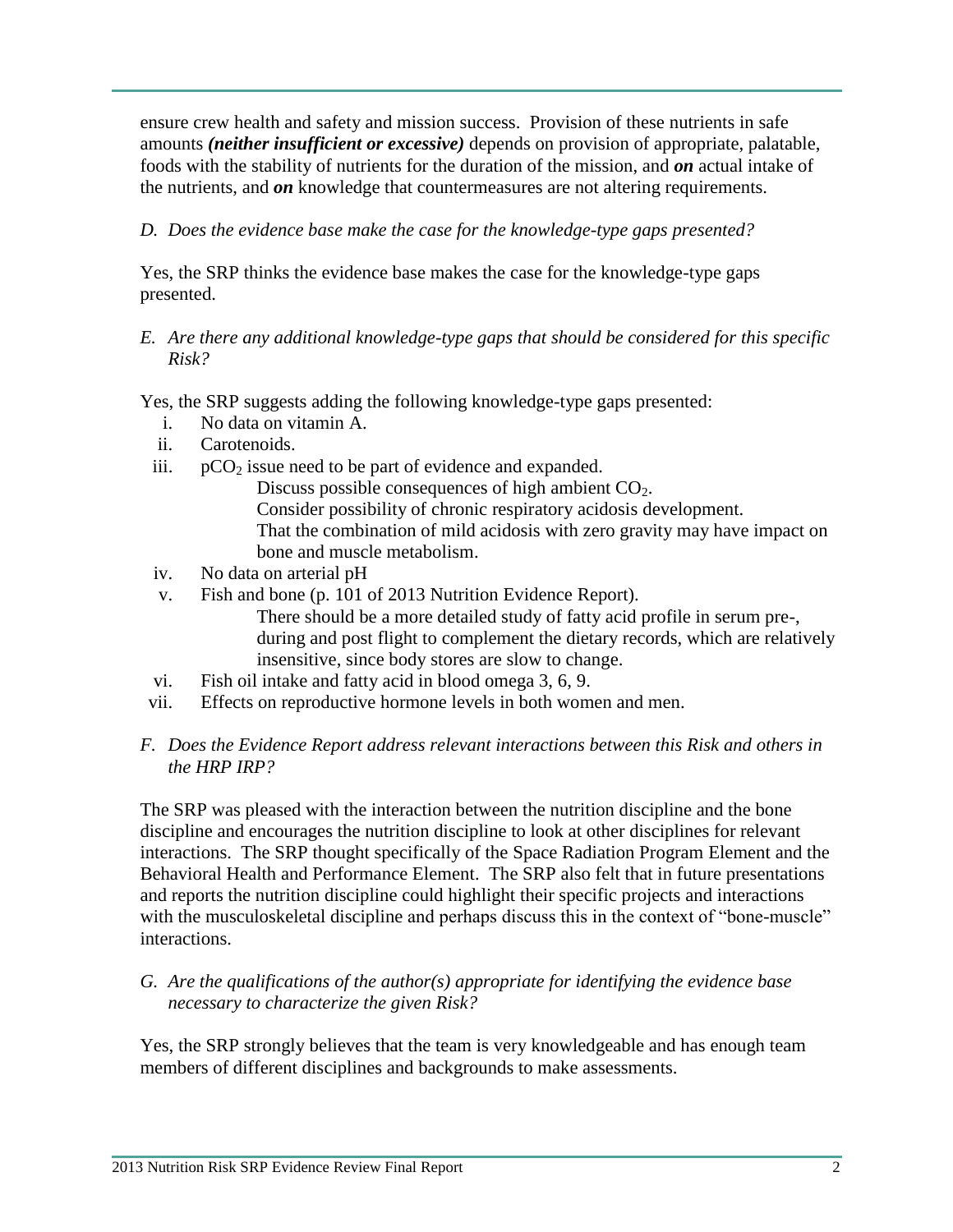ensure crew health and safety and mission success. Provision of these nutrients in safe amounts ***(neither insufficient or excessive)*** depends on provision of appropriate, palatable, foods with the stability of nutrients for the duration of the mission, and ***on*** actual intake of the nutrients, and ***on*** knowledge that countermeasures are not altering requirements.

*D. Does the evidence base make the case for the knowledge-type gaps presented?*

Yes, the SRP thinks the evidence base makes the case for the knowledge-type gaps presented.

*E. Are there any additional knowledge-type gaps that should be considered for this specific Risk?*

Yes, the SRP suggests adding the following knowledge-type gaps presented:

i. No data on vitamin A.
ii. Carotenoids.
iii. $pCO_2$ issue need to be part of evidence and expanded.
   Discuss possible consequences of high ambient $CO_2$.
   Consider possibility of chronic respiratory acidosis development.
   That the combination of mild acidosis with zero gravity may have impact on bone and muscle metabolism.
iv. No data on arterial pH
v. Fish and bone (p. 101 of 2013 Nutrition Evidence Report).
   There should be a more detailed study of fatty acid profile in serum pre-, during and post flight to complement the dietary records, which are relatively insensitive, since body stores are slow to change.
vi. Fish oil intake and fatty acid in blood omega 3, 6, 9.
vii. Effects on reproductive hormone levels in both women and men.

*F. Does the Evidence Report address relevant interactions between this Risk and others in the HRP IRP?*

The SRP was pleased with the interaction between the nutrition discipline and the bone discipline and encourages the nutrition discipline to look at other disciplines for relevant interactions. The SRP thought specifically of the Space Radiation Program Element and the Behavioral Health and Performance Element. The SRP also felt that in future presentations and reports the nutrition discipline could highlight their specific projects and interactions with the musculoskeletal discipline and perhaps discuss this in the context of "bone-muscle" interactions.

*G. Are the qualifications of the author(s) appropriate for identifying the evidence base necessary to characterize the given Risk?*

Yes, the SRP strongly believes that the team is very knowledgeable and has enough team members of different disciplines and backgrounds to make assessments.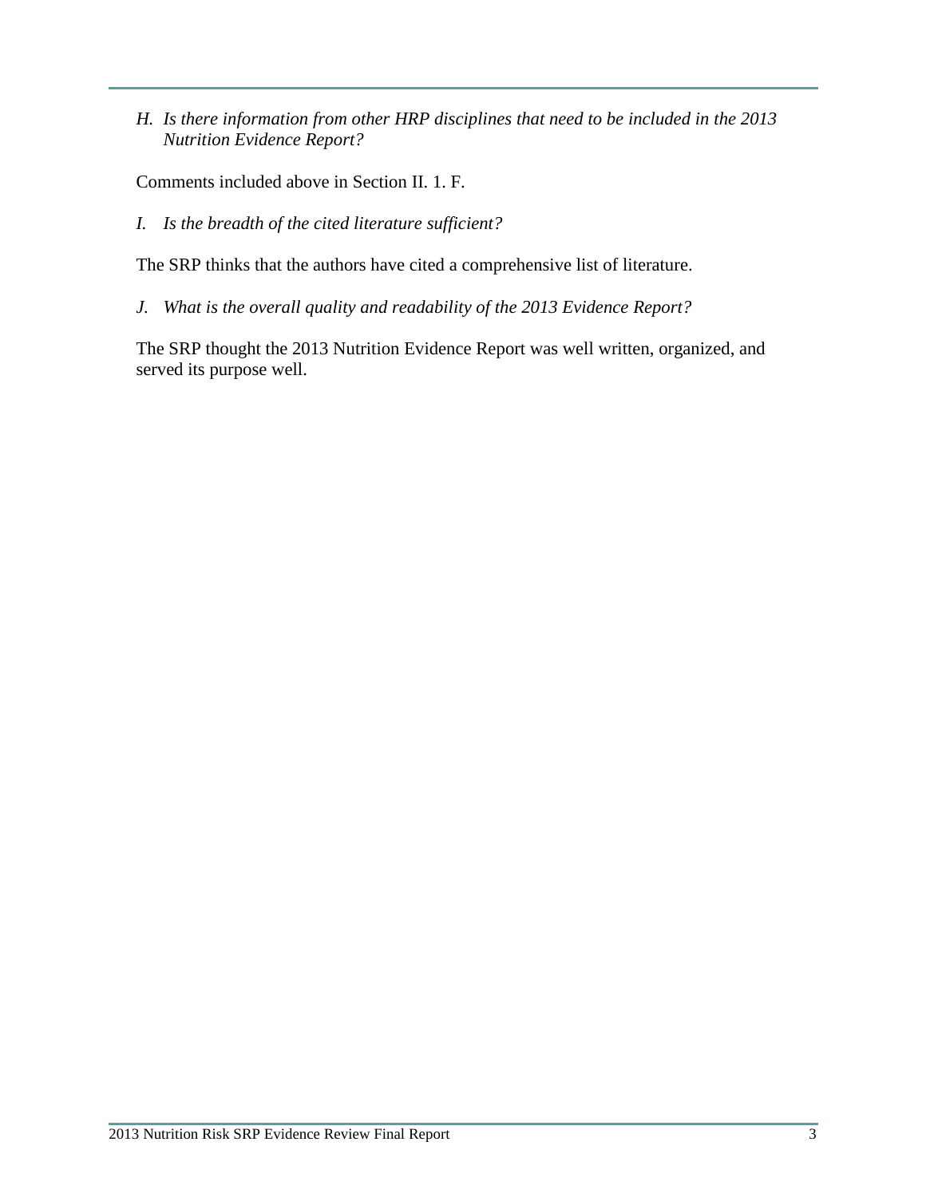*H. Is there information from other HRP disciplines that need to be included in the 2013 Nutrition Evidence Report?*

Comments included above in Section II. 1. F.

*I. Is the breadth of the cited literature sufficient?*

The SRP thinks that the authors have cited a comprehensive list of literature.

*J. What is the overall quality and readability of the 2013 Evidence Report?*

The SRP thought the 2013 Nutrition Evidence Report was well written, organized, and served its purpose well.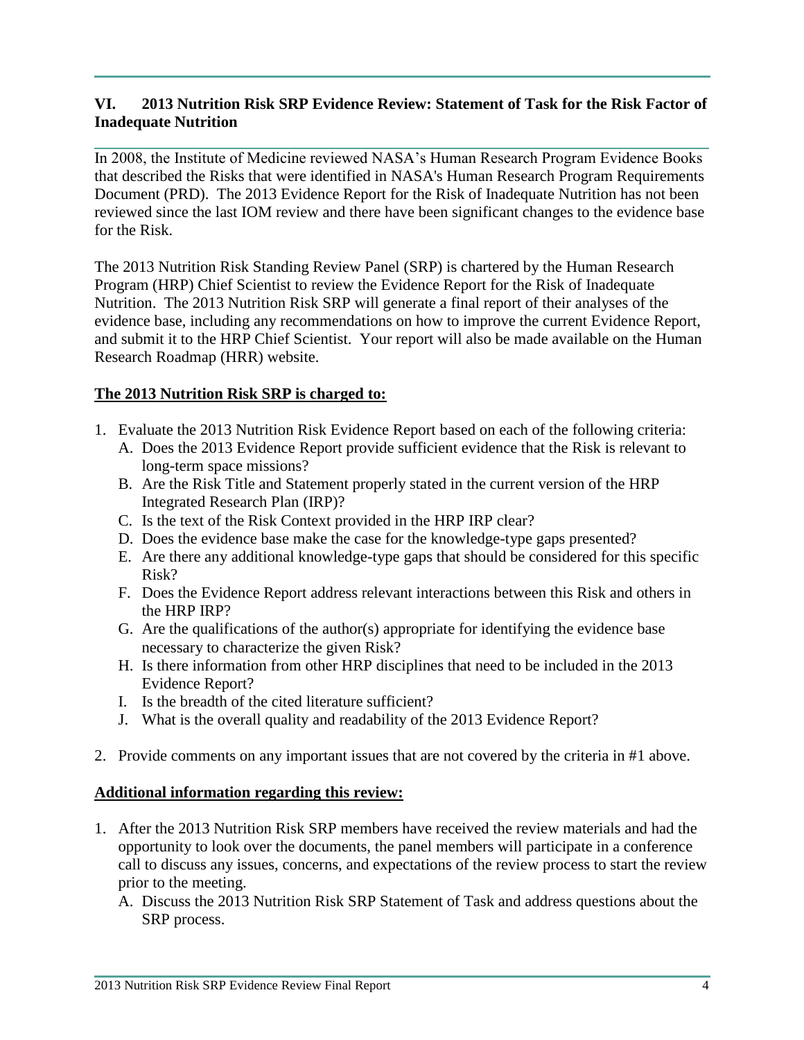## VI. 2013 Nutrition Risk SRP Evidence Review: Statement of Task for the Risk Factor of Inadequate Nutrition

In 2008, the Institute of Medicine reviewed NASA's Human Research Program Evidence Books that described the Risks that were identified in NASA's Human Research Program Requirements Document (PRD). The 2013 Evidence Report for the Risk of Inadequate Nutrition has not been reviewed since the last IOM review and there have been significant changes to the evidence base for the Risk.

The 2013 Nutrition Risk Standing Review Panel (SRP) is chartered by the Human Research Program (HRP) Chief Scientist to review the Evidence Report for the Risk of Inadequate Nutrition. The 2013 Nutrition Risk SRP will generate a final report of their analyses of the evidence base, including any recommendations on how to improve the current Evidence Report, and submit it to the HRP Chief Scientist. Your report will also be made available on the Human Research Roadmap (HRR) website.

**The 2013 Nutrition Risk SRP is charged to:**

1. Evaluate the 2013 Nutrition Risk Evidence Report based on each of the following criteria:
   A. Does the 2013 Evidence Report provide sufficient evidence that the Risk is relevant to long-term space missions?
   B. Are the Risk Title and Statement properly stated in the current version of the HRP Integrated Research Plan (IRP)?
   C. Is the text of the Risk Context provided in the HRP IRP clear?
   D. Does the evidence base make the case for the knowledge-type gaps presented?
   E. Are there any additional knowledge-type gaps that should be considered for this specific Risk?
   F. Does the Evidence Report address relevant interactions between this Risk and others in the HRP IRP?
   G. Are the qualifications of the author(s) appropriate for identifying the evidence base necessary to characterize the given Risk?
   H. Is there information from other HRP disciplines that need to be included in the 2013 Evidence Report?
   I. Is the breadth of the cited literature sufficient?
   J. What is the overall quality and readability of the 2013 Evidence Report?
2. Provide comments on any important issues that are not covered by the criteria in #1 above.

**Additional information regarding this review:**

1. After the 2013 Nutrition Risk SRP members have received the review materials and had the opportunity to look over the documents, the panel members will participate in a conference call to discuss any issues, concerns, and expectations of the review process to start the review prior to the meeting.
   A. Discuss the 2013 Nutrition Risk SRP Statement of Task and address questions about the SRP process.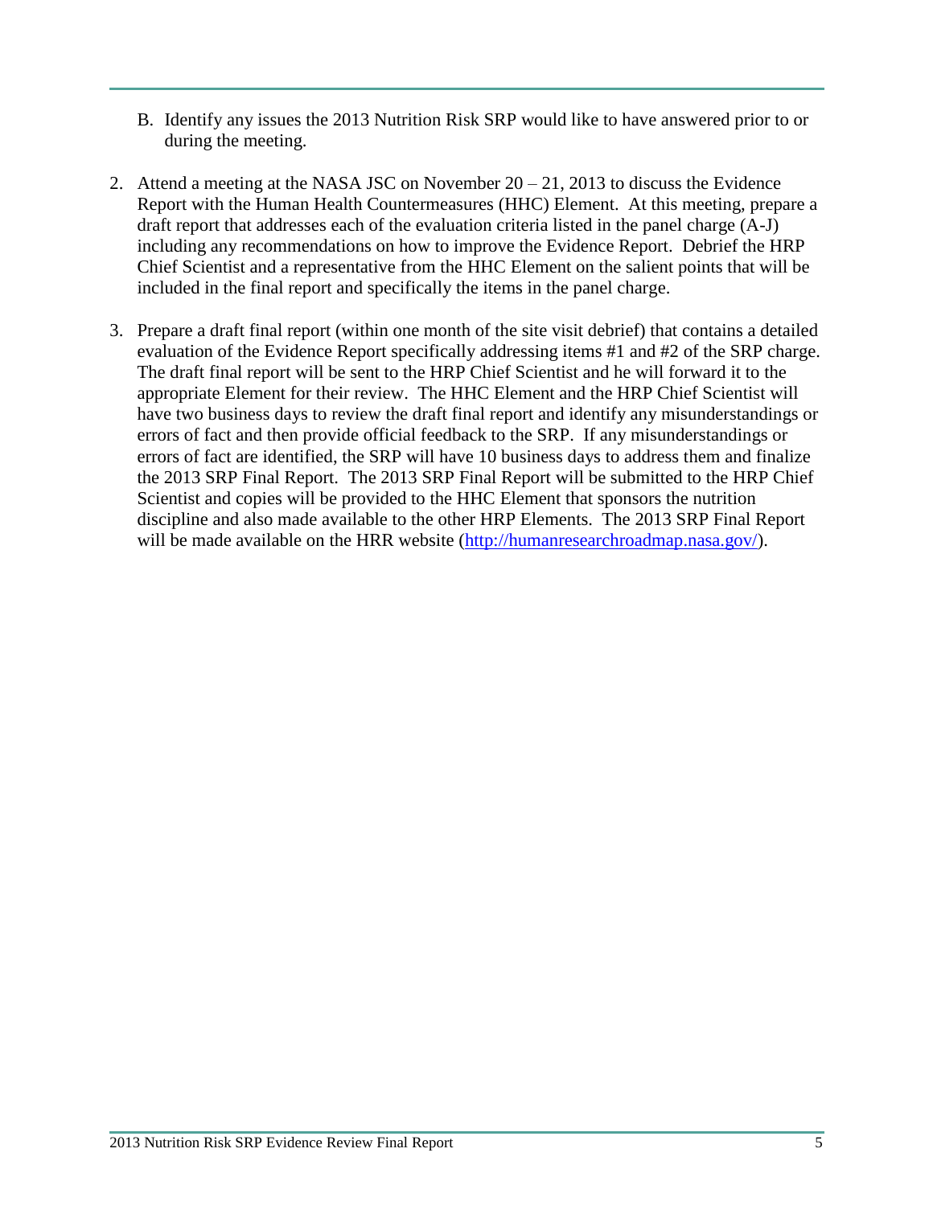B. Identify any issues the 2013 Nutrition Risk SRP would like to have answered prior to or during the meeting.

2. Attend a meeting at the NASA JSC on November 20 – 21, 2013 to discuss the Evidence Report with the Human Health Countermeasures (HHC) Element. At this meeting, prepare a draft report that addresses each of the evaluation criteria listed in the panel charge (A-J) including any recommendations on how to improve the Evidence Report. Debrief the HRP Chief Scientist and a representative from the HHC Element on the salient points that will be included in the final report and specifically the items in the panel charge.

3. Prepare a draft final report (within one month of the site visit debrief) that contains a detailed evaluation of the Evidence Report specifically addressing items #1 and #2 of the SRP charge. The draft final report will be sent to the HRP Chief Scientist and he will forward it to the appropriate Element for their review. The HHC Element and the HRP Chief Scientist will have two business days to review the draft final report and identify any misunderstandings or errors of fact and then provide official feedback to the SRP. If any misunderstandings or errors of fact are identified, the SRP will have 10 business days to address them and finalize the 2013 SRP Final Report. The 2013 SRP Final Report will be submitted to the HRP Chief Scientist and copies will be provided to the HHC Element that sponsors the nutrition discipline and also made available to the other HRP Elements. The 2013 SRP Final Report will be made available on the HRR website (http://humanresearchroadmap.nasa.gov/).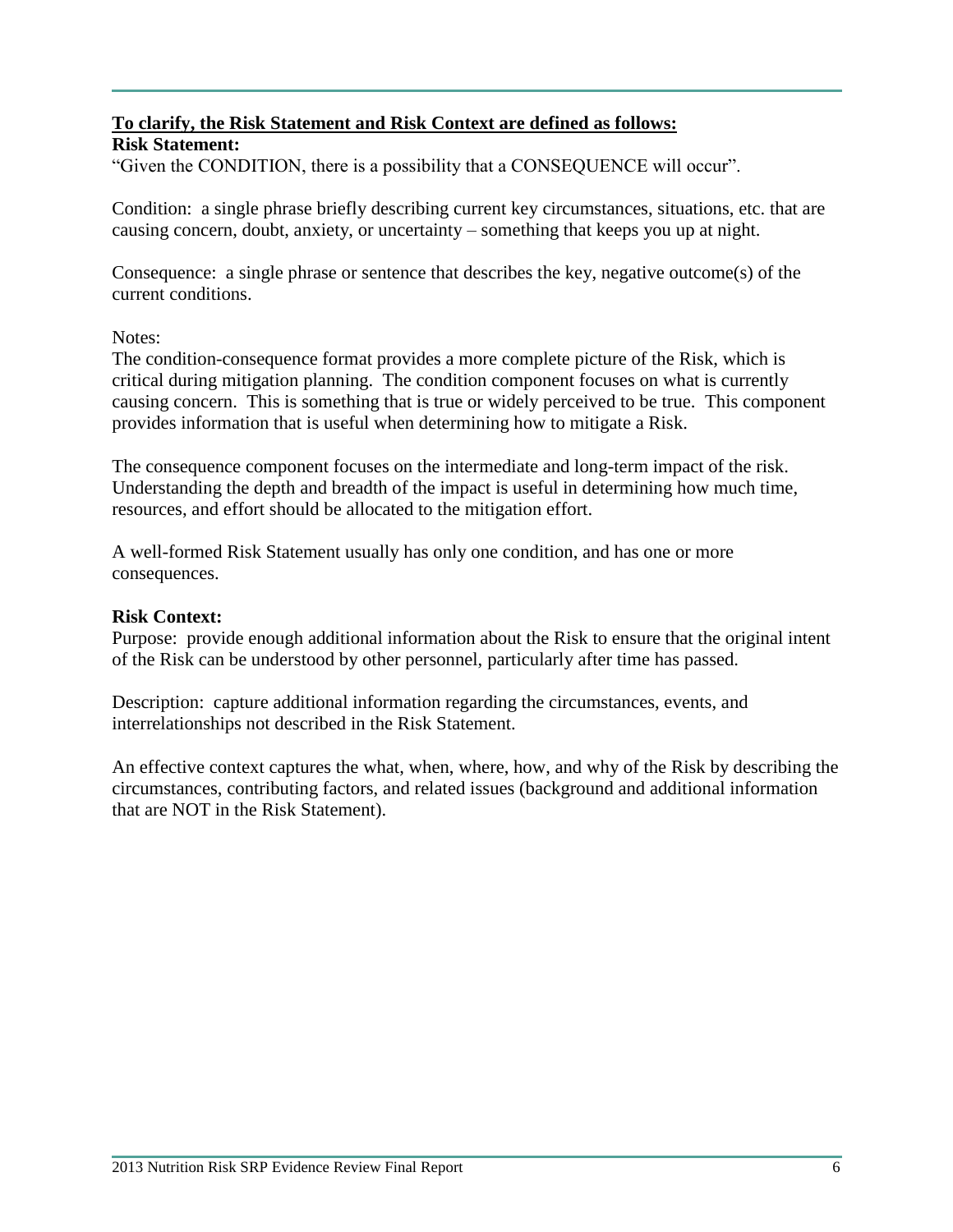**<u>To clarify, the Risk Statement and Risk Context are defined as follows:</u>**

**Risk Statement:**

"Given the CONDITION, there is a possibility that a CONSEQUENCE will occur".

Condition: a single phrase briefly describing current key circumstances, situations, etc. that are causing concern, doubt, anxiety, or uncertainty – something that keeps you up at night.

Consequence: a single phrase or sentence that describes the key, negative outcome(s) of the current conditions.

Notes:

The condition-consequence format provides a more complete picture of the Risk, which is critical during mitigation planning. The condition component focuses on what is currently causing concern. This is something that is true or widely perceived to be true. This component provides information that is useful when determining how to mitigate a Risk.

The consequence component focuses on the intermediate and long-term impact of the risk. Understanding the depth and breadth of the impact is useful in determining how much time, resources, and effort should be allocated to the mitigation effort.

A well-formed Risk Statement usually has only one condition, and has one or more consequences.

**Risk Context:**

Purpose: provide enough additional information about the Risk to ensure that the original intent of the Risk can be understood by other personnel, particularly after time has passed.

Description: capture additional information regarding the circumstances, events, and interrelationships not described in the Risk Statement.

An effective context captures the what, when, where, how, and why of the Risk by describing the circumstances, contributing factors, and related issues (background and additional information that are NOT in the Risk Statement).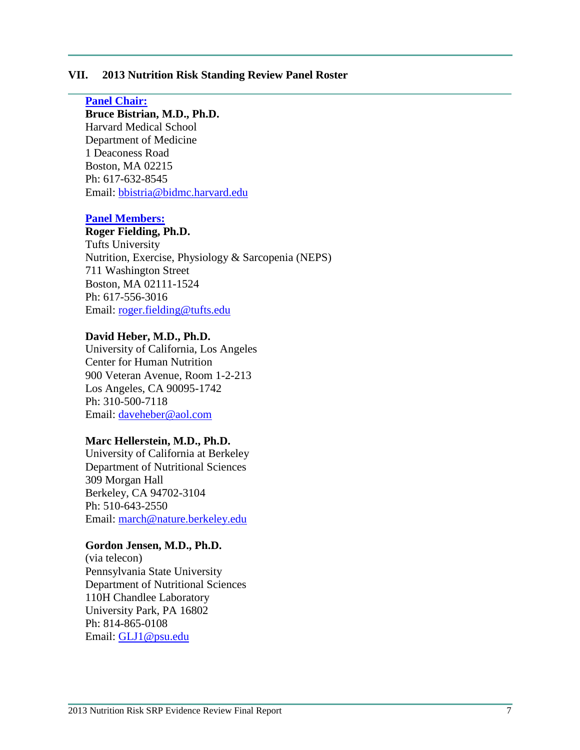## VII. 2013 Nutrition Risk Standing Review Panel Roster

**Panel Chair:**

**Bruce Bistrian, M.D., Ph.D.**
Harvard Medical School
Department of Medicine
1 Deaconess Road
Boston, MA 02215
Ph: 617-632-8545
Email: bbistria@bidmc.harvard.edu

**Panel Members:**

**Roger Fielding, Ph.D.**
Tufts University
Nutrition, Exercise, Physiology & Sarcopenia (NEPS)
711 Washington Street
Boston, MA 02111-1524
Ph: 617-556-3016
Email: roger.fielding@tufts.edu

**David Heber, M.D., Ph.D.**
University of California, Los Angeles
Center for Human Nutrition
900 Veteran Avenue, Room 1-2-213
Los Angeles, CA 90095-1742
Ph: 310-500-7118
Email: daveheber@aol.com

**Marc Hellerstein, M.D., Ph.D.**
University of California at Berkeley
Department of Nutritional Sciences
309 Morgan Hall
Berkeley, CA 94702-3104
Ph: 510-643-2550
Email: march@nature.berkeley.edu

**Gordon Jensen, M.D., Ph.D.**
(via telecon)
Pennsylvania State University
Department of Nutritional Sciences
110H Chandlee Laboratory
University Park, PA 16802
Ph: 814-865-0108
Email: GLJ1@psu.edu